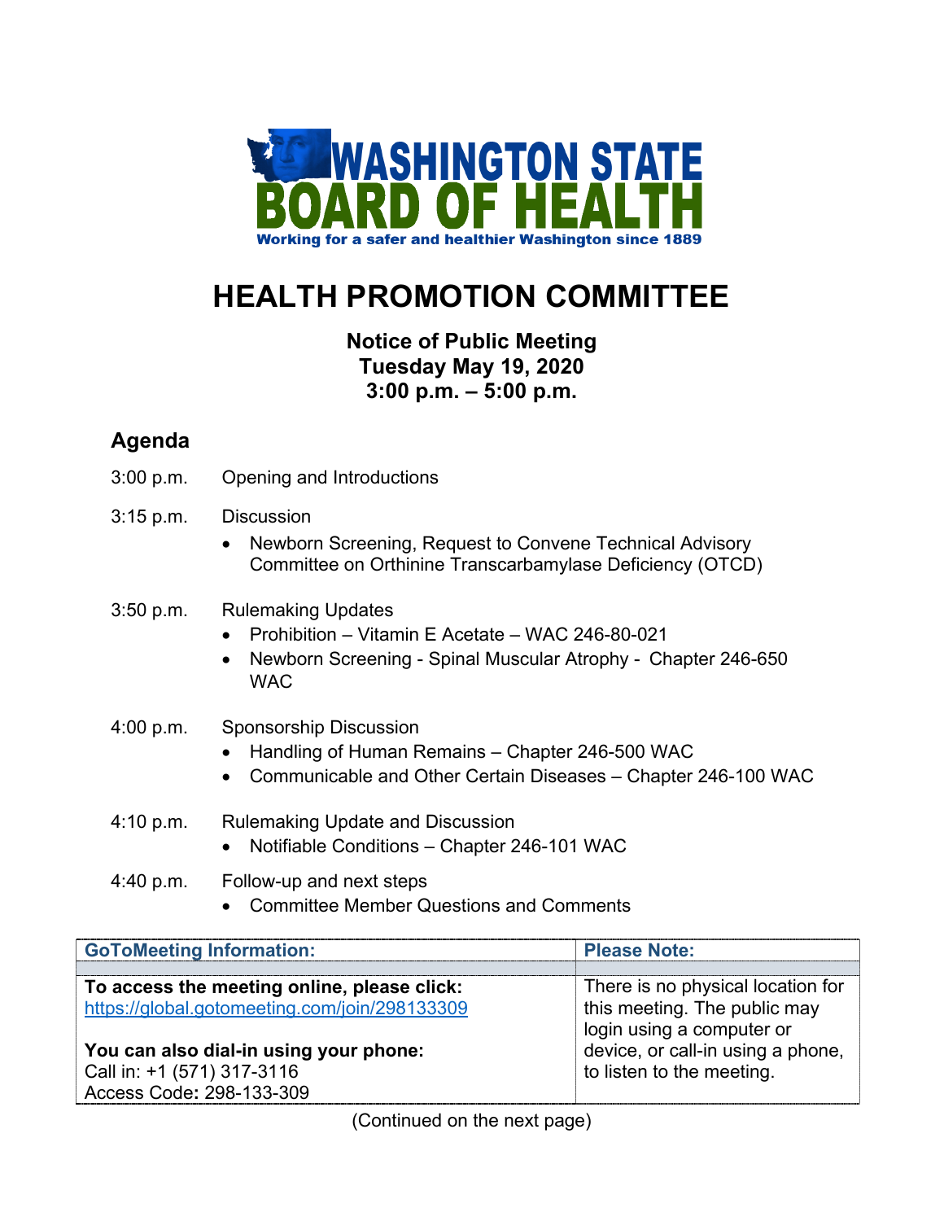# WASHINGTON STATE BOARD OF HEALTH

Working for a safer and healthier Washington since 1889

# HEALTH PROMOTION COMMITTEE

**Notice of Public Meeting**
**Tuesday May 19, 2020**
**3:00 p.m. – 5:00 p.m.**

## Agenda

3:00 p.m. Opening and Introductions

3:15 p.m. Discussion

- Newborn Screening, Request to Convene Technical Advisory Committee on Orthinine Transcarbamylase Deficiency (OTCD)

3:50 p.m. Rulemaking Updates

- Prohibition – Vitamin E Acetate – WAC 246-80-021
- Newborn Screening - Spinal Muscular Atrophy - Chapter 246-650 WAC

4:00 p.m. Sponsorship Discussion

- Handling of Human Remains – Chapter 246-500 WAC
- Communicable and Other Certain Diseases – Chapter 246-100 WAC

4:10 p.m. Rulemaking Update and Discussion

- Notifiable Conditions – Chapter 246-101 WAC

4:40 p.m. Follow-up and next steps

- Committee Member Questions and Comments

| GoToMeeting Information: | Please Note: |
| --- | --- |
| **To access the meeting online, please click:** https://global.gotomeeting.com/join/298133309<br><br>**You can also dial-in using your phone:**<br>Call in: +1 (571) 317-3116<br>Access Code**:** 298-133-309 | There is no physical location for this meeting. The public may login using a computer or device, or call-in using a phone, to listen to the meeting. |

(Continued on the next page)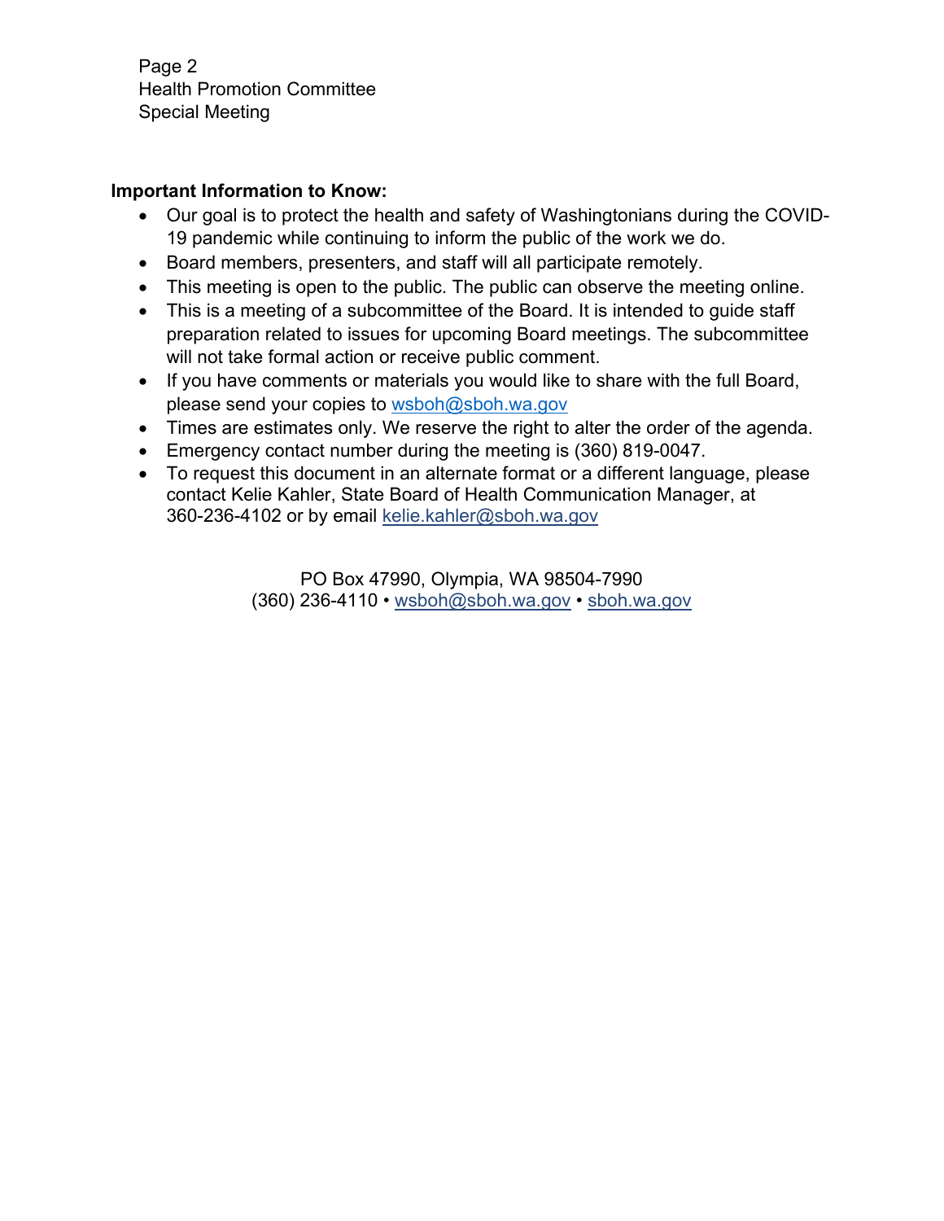**Important Information to Know:**

- Our goal is to protect the health and safety of Washingtonians during the COVID-19 pandemic while continuing to inform the public of the work we do.
- Board members, presenters, and staff will all participate remotely.
- This meeting is open to the public. The public can observe the meeting online.
- This is a meeting of a subcommittee of the Board. It is intended to guide staff preparation related to issues for upcoming Board meetings. The subcommittee will not take formal action or receive public comment.
- If you have comments or materials you would like to share with the full Board, please send your copies to wsboh@sboh.wa.gov
- Times are estimates only. We reserve the right to alter the order of the agenda.
- Emergency contact number during the meeting is (360) 819-0047.
- To request this document in an alternate format or a different language, please contact Kelie Kahler, State Board of Health Communication Manager, at 360-236-4102 or by email kelie.kahler@sboh.wa.gov

PO Box 47990, Olympia, WA 98504-7990
(360) 236-4110 • wsboh@sboh.wa.gov • sboh.wa.gov